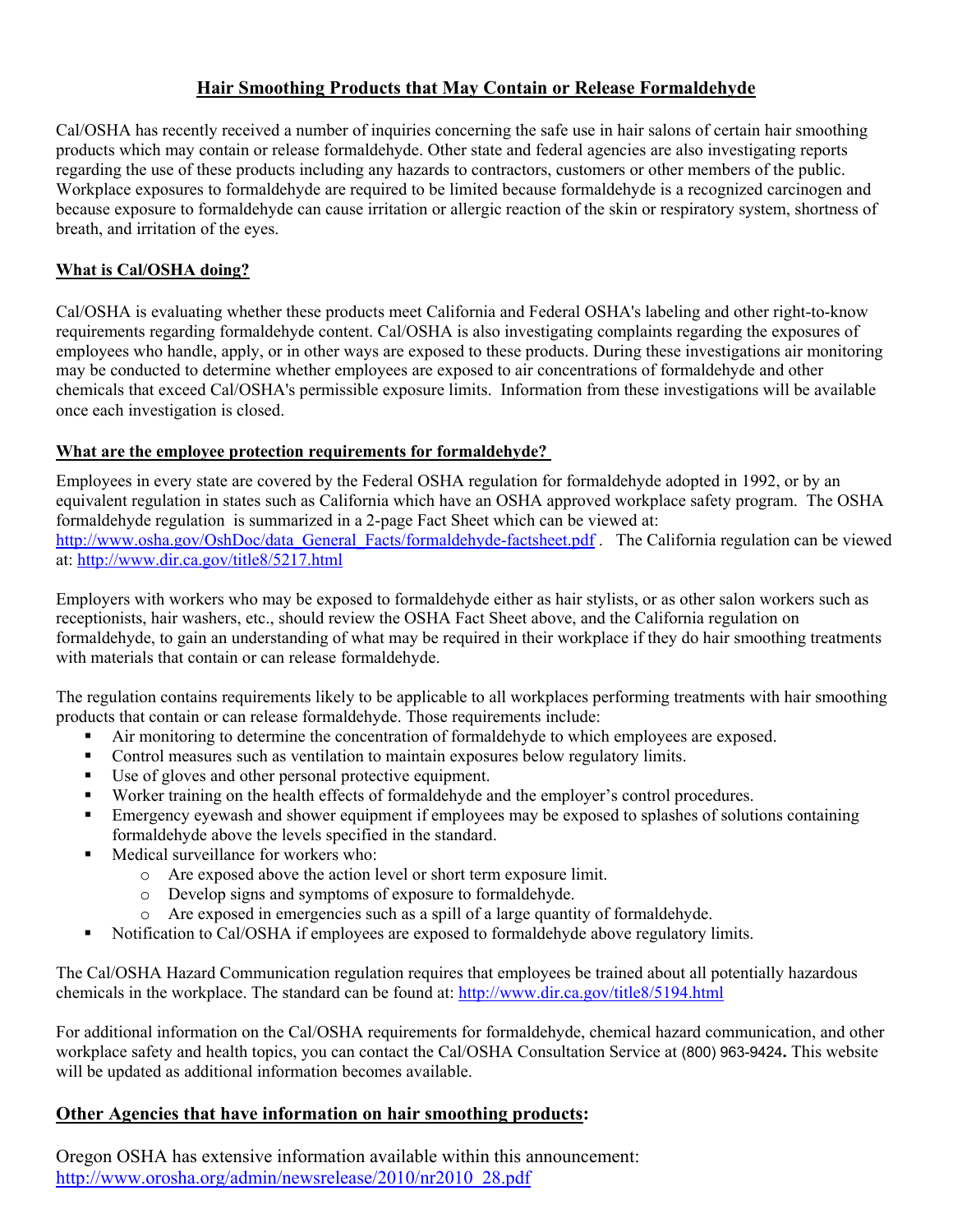# Hair Smoothing Products that May Contain or Release Formaldehyde

Cal/OSHA has recently received a number of inquiries concerning the safe use in hair salons of certain hair smoothing products which may contain or release formaldehyde. Other state and federal agencies are also investigating reports regarding the use of these products including any hazards to contractors, customers or other members of the public. Workplace exposures to formaldehyde are required to be limited because formaldehyde is a recognized carcinogen and because exposure to formaldehyde can cause irritation or allergic reaction of the skin or respiratory system, shortness of breath, and irritation of the eyes.

## What is Cal/OSHA doing?

Cal/OSHA is evaluating whether these products meet California and Federal OSHA's labeling and other right-to-know requirements regarding formaldehyde content. Cal/OSHA is also investigating complaints regarding the exposures of employees who handle, apply, or in other ways are exposed to these products. During these investigations air monitoring may be conducted to determine whether employees are exposed to air concentrations of formaldehyde and other chemicals that exceed Cal/OSHA's permissible exposure limits. Information from these investigations will be available once each investigation is closed.

## What are the employee protection requirements for formaldehyde?

Employees in every state are covered by the Federal OSHA regulation for formaldehyde adopted in 1992, or by an equivalent regulation in states such as California which have an OSHA approved workplace safety program. The OSHA formaldehyde regulation is summarized in a 2-page Fact Sheet which can be viewed at: http://www.osha.gov/OshDoc/data_General_Facts/formaldehyde-factsheet.pdf . The California regulation can be viewed at: http://www.dir.ca.gov/title8/5217.html

Employers with workers who may be exposed to formaldehyde either as hair stylists, or as other salon workers such as receptionists, hair washers, etc., should review the OSHA Fact Sheet above, and the California regulation on formaldehyde, to gain an understanding of what may be required in their workplace if they do hair smoothing treatments with materials that contain or can release formaldehyde.

The regulation contains requirements likely to be applicable to all workplaces performing treatments with hair smoothing products that contain or can release formaldehyde. Those requirements include:

- Air monitoring to determine the concentration of formaldehyde to which employees are exposed.
- Control measures such as ventilation to maintain exposures below regulatory limits.
- Use of gloves and other personal protective equipment.
- Worker training on the health effects of formaldehyde and the employer's control procedures.
- Emergency eyewash and shower equipment if employees may be exposed to splashes of solutions containing formaldehyde above the levels specified in the standard.
- Medical surveillance for workers who:
  - Are exposed above the action level or short term exposure limit.
  - Develop signs and symptoms of exposure to formaldehyde.
  - Are exposed in emergencies such as a spill of a large quantity of formaldehyde.
- Notification to Cal/OSHA if employees are exposed to formaldehyde above regulatory limits.

The Cal/OSHA Hazard Communication regulation requires that employees be trained about all potentially hazardous chemicals in the workplace. The standard can be found at: http://www.dir.ca.gov/title8/5194.html

For additional information on the Cal/OSHA requirements for formaldehyde, chemical hazard communication, and other workplace safety and health topics, you can contact the Cal/OSHA Consultation Service at (800) 963-9424**.** This website will be updated as additional information becomes available.

## Other Agencies that have information on hair smoothing products:

Oregon OSHA has extensive information available within this announcement: http://www.orosha.org/admin/newsrelease/2010/nr2010_28.pdf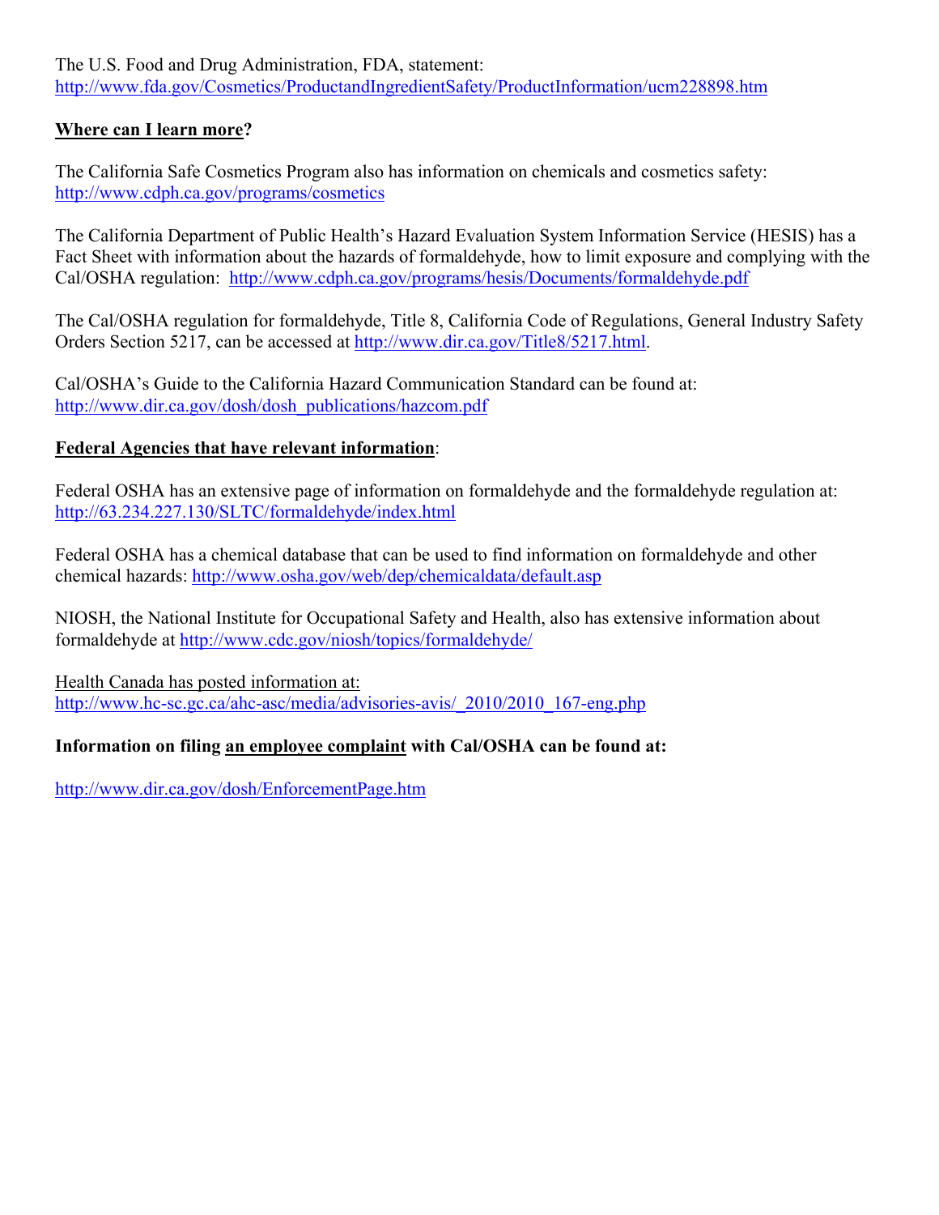The U.S. Food and Drug Administration, FDA, statement:
http://www.fda.gov/Cosmetics/ProductandIngredientSafety/ProductInformation/ucm228898.htm

**Where can I learn more?**

The California Safe Cosmetics Program also has information on chemicals and cosmetics safety:
http://www.cdph.ca.gov/programs/cosmetics

The California Department of Public Health's Hazard Evaluation System Information Service (HESIS) has a Fact Sheet with information about the hazards of formaldehyde, how to limit exposure and complying with the Cal/OSHA regulation: http://www.cdph.ca.gov/programs/hesis/Documents/formaldehyde.pdf

The Cal/OSHA regulation for formaldehyde, Title 8, California Code of Regulations, General Industry Safety Orders Section 5217, can be accessed at http://www.dir.ca.gov/Title8/5217.html.

Cal/OSHA's Guide to the California Hazard Communication Standard can be found at:
http://www.dir.ca.gov/dosh/dosh_publications/hazcom.pdf

**Federal Agencies that have relevant information**:

Federal OSHA has an extensive page of information on formaldehyde and the formaldehyde regulation at:
http://63.234.227.130/SLTC/formaldehyde/index.html

Federal OSHA has a chemical database that can be used to find information on formaldehyde and other chemical hazards: http://www.osha.gov/web/dep/chemicaldata/default.asp

NIOSH, the National Institute for Occupational Safety and Health, also has extensive information about formaldehyde at http://www.cdc.gov/niosh/topics/formaldehyde/

Health Canada has posted information at:
http://www.hc-sc.gc.ca/ahc-asc/media/advisories-avis/_2010/2010_167-eng.php

**Information on filing an employee complaint with Cal/OSHA can be found at:**

http://www.dir.ca.gov/dosh/EnforcementPage.htm